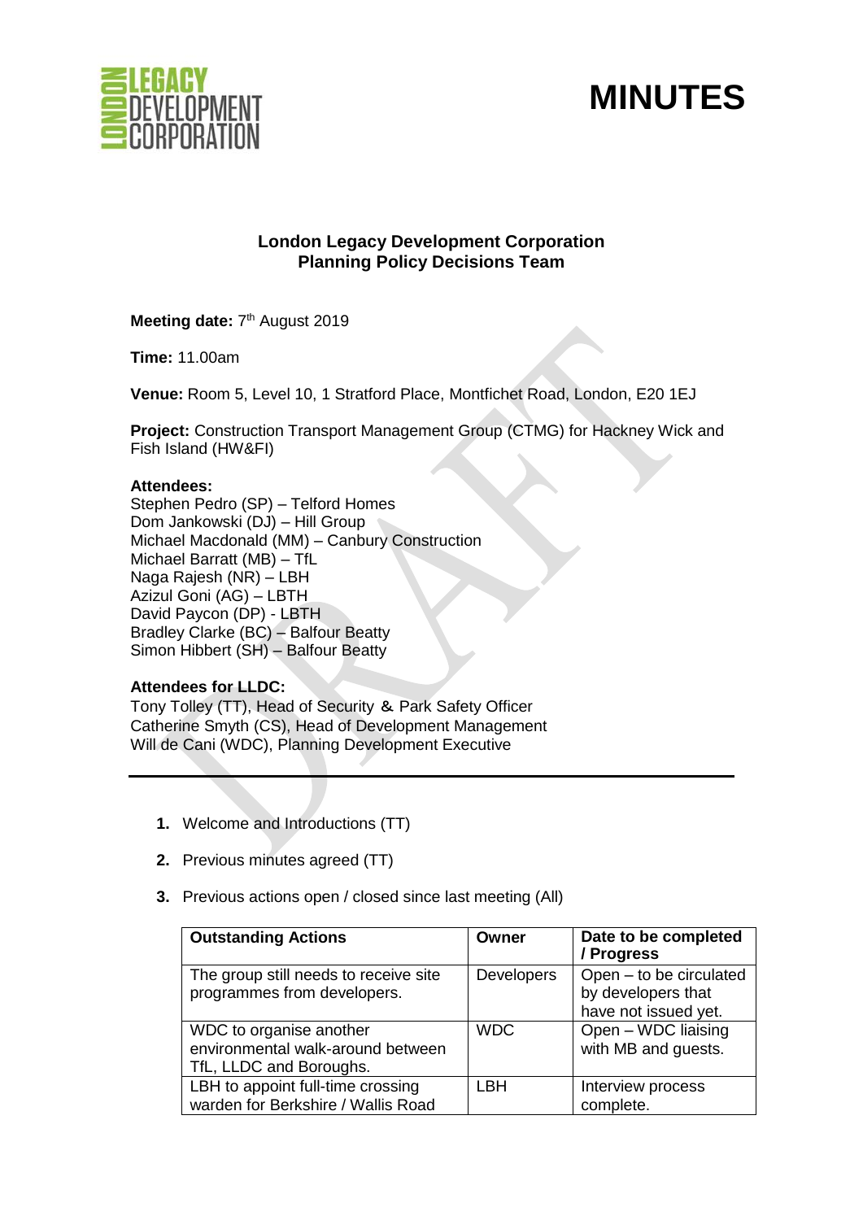# MINUTES

**London Legacy Development Corporation**
**Planning Policy Decisions Team**

**Meeting date:** 7th August 2019

**Time:** 11.00am

**Venue:** Room 5, Level 10, 1 Stratford Place, Montfichet Road, London, E20 1EJ

**Project:** Construction Transport Management Group (CTMG) for Hackney Wick and Fish Island (HW&FI)

**Attendees:**
Stephen Pedro (SP) – Telford Homes
Dom Jankowski (DJ) – Hill Group
Michael Macdonald (MM) – Canbury Construction
Michael Barratt (MB) – TfL
Naga Rajesh (NR) – LBH
Azizul Goni (AG) – LBTH
David Paycon (DP) - LBTH
Bradley Clarke (BC) – Balfour Beatty
Simon Hibbert (SH) – Balfour Beatty

**Attendees for LLDC:**
Tony Tolley (TT), Head of Security & Park Safety Officer
Catherine Smyth (CS), Head of Development Management
Will de Cani (WDC), Planning Development Executive

---

1. Welcome and Introductions (TT)
2. Previous minutes agreed (TT)
3. Previous actions open / closed since last meeting (All)

| Outstanding Actions | Owner | Date to be completed / Progress |
|---|---|---|
| The group still needs to receive site programmes from developers. | Developers | Open – to be circulated by developers that have not issued yet. |
| WDC to organise another environmental walk-around between TfL, LLDC and Boroughs. | WDC | Open – WDC liaising with MB and guests. |
| LBH to appoint full-time crossing warden for Berkshire / Wallis Road | LBH | Interview process complete. |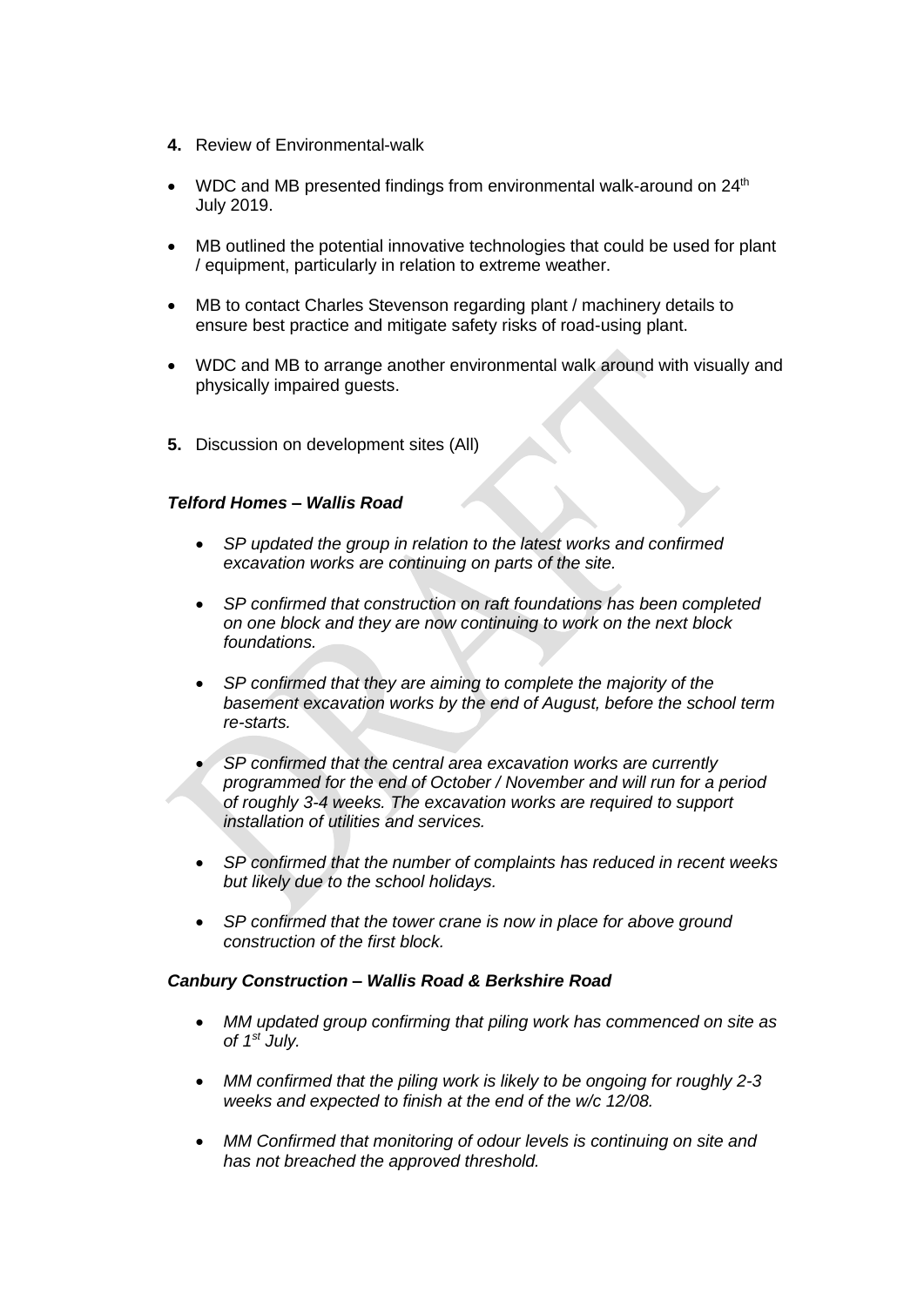**4.** Review of Environmental-walk

- WDC and MB presented findings from environmental walk-around on 24th July 2019.

- MB outlined the potential innovative technologies that could be used for plant / equipment, particularly in relation to extreme weather.

- MB to contact Charles Stevenson regarding plant / machinery details to ensure best practice and mitigate safety risks of road-using plant.

- WDC and MB to arrange another environmental walk around with visually and physically impaired guests.

**5.** Discussion on development sites (All)

***Telford Homes – Wallis Road***

- *SP updated the group in relation to the latest works and confirmed excavation works are continuing on parts of the site.*

- *SP confirmed that construction on raft foundations has been completed on one block and they are now continuing to work on the next block foundations.*

- *SP confirmed that they are aiming to complete the majority of the basement excavation works by the end of August, before the school term re-starts.*

- *SP confirmed that the central area excavation works are currently programmed for the end of October / November and will run for a period of roughly 3-4 weeks. The excavation works are required to support installation of utilities and services.*

- *SP confirmed that the number of complaints has reduced in recent weeks but likely due to the school holidays.*

- *SP confirmed that the tower crane is now in place for above ground construction of the first block.*

***Canbury Construction – Wallis Road & Berkshire Road***

- *MM updated group confirming that piling work has commenced on site as of 1st July.*

- *MM confirmed that the piling work is likely to be ongoing for roughly 2-3 weeks and expected to finish at the end of the w/c 12/08.*

- *MM Confirmed that monitoring of odour levels is continuing on site and has not breached the approved threshold.*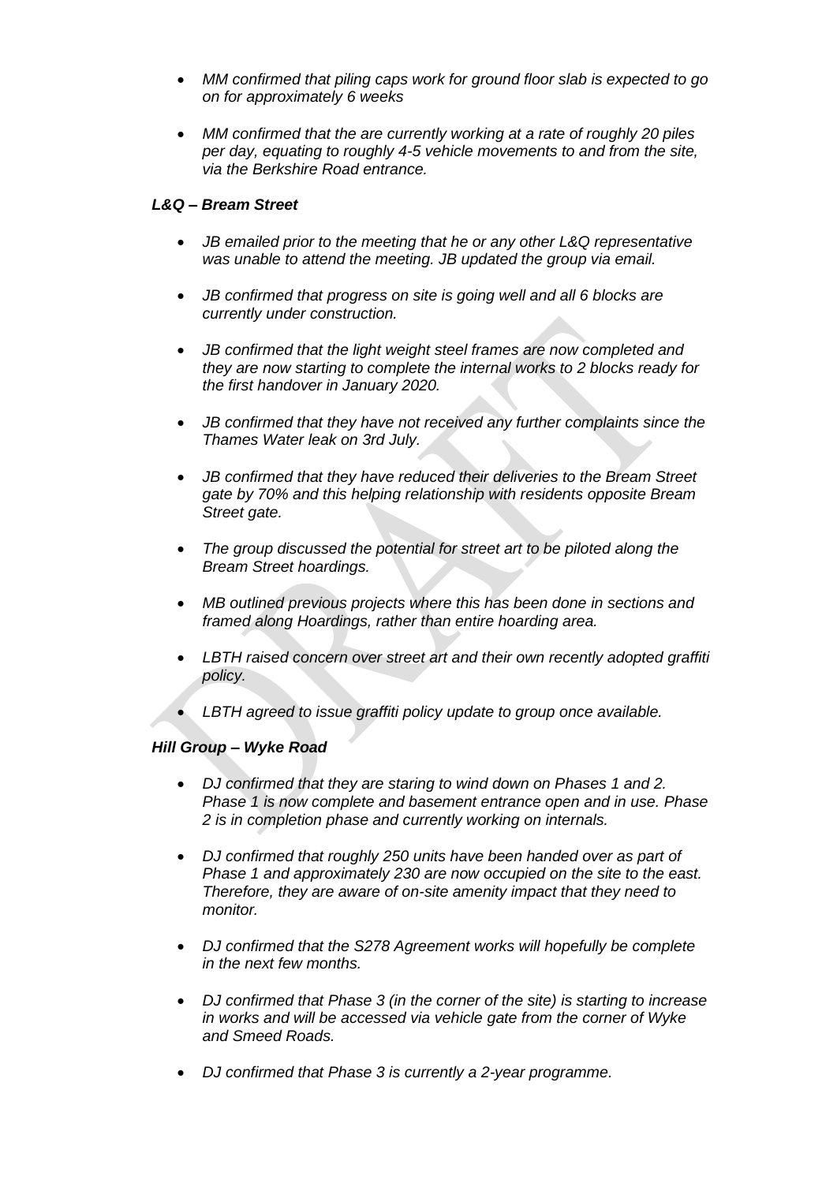- *MM confirmed that piling caps work for ground floor slab is expected to go on for approximately 6 weeks*

- *MM confirmed that the are currently working at a rate of roughly 20 piles per day, equating to roughly 4-5 vehicle movements to and from the site, via the Berkshire Road entrance.*

***L&Q – Bream Street***

- *JB emailed prior to the meeting that he or any other L&Q representative was unable to attend the meeting. JB updated the group via email.*

- *JB confirmed that progress on site is going well and all 6 blocks are currently under construction.*

- *JB confirmed that the light weight steel frames are now completed and they are now starting to complete the internal works to 2 blocks ready for the first handover in January 2020.*

- *JB confirmed that they have not received any further complaints since the Thames Water leak on 3rd July.*

- *JB confirmed that they have reduced their deliveries to the Bream Street gate by 70% and this helping relationship with residents opposite Bream Street gate.*

- *The group discussed the potential for street art to be piloted along the Bream Street hoardings.*

- *MB outlined previous projects where this has been done in sections and framed along Hoardings, rather than entire hoarding area.*

- *LBTH raised concern over street art and their own recently adopted graffiti policy.*

- *LBTH agreed to issue graffiti policy update to group once available.*

***Hill Group – Wyke Road***

- *DJ confirmed that they are staring to wind down on Phases 1 and 2. Phase 1 is now complete and basement entrance open and in use. Phase 2 is in completion phase and currently working on internals.*

- *DJ confirmed that roughly 250 units have been handed over as part of Phase 1 and approximately 230 are now occupied on the site to the east. Therefore, they are aware of on-site amenity impact that they need to monitor.*

- *DJ confirmed that the S278 Agreement works will hopefully be complete in the next few months.*

- *DJ confirmed that Phase 3 (in the corner of the site) is starting to increase in works and will be accessed via vehicle gate from the corner of Wyke and Smeed Roads.*

- *DJ confirmed that Phase 3 is currently a 2-year programme.*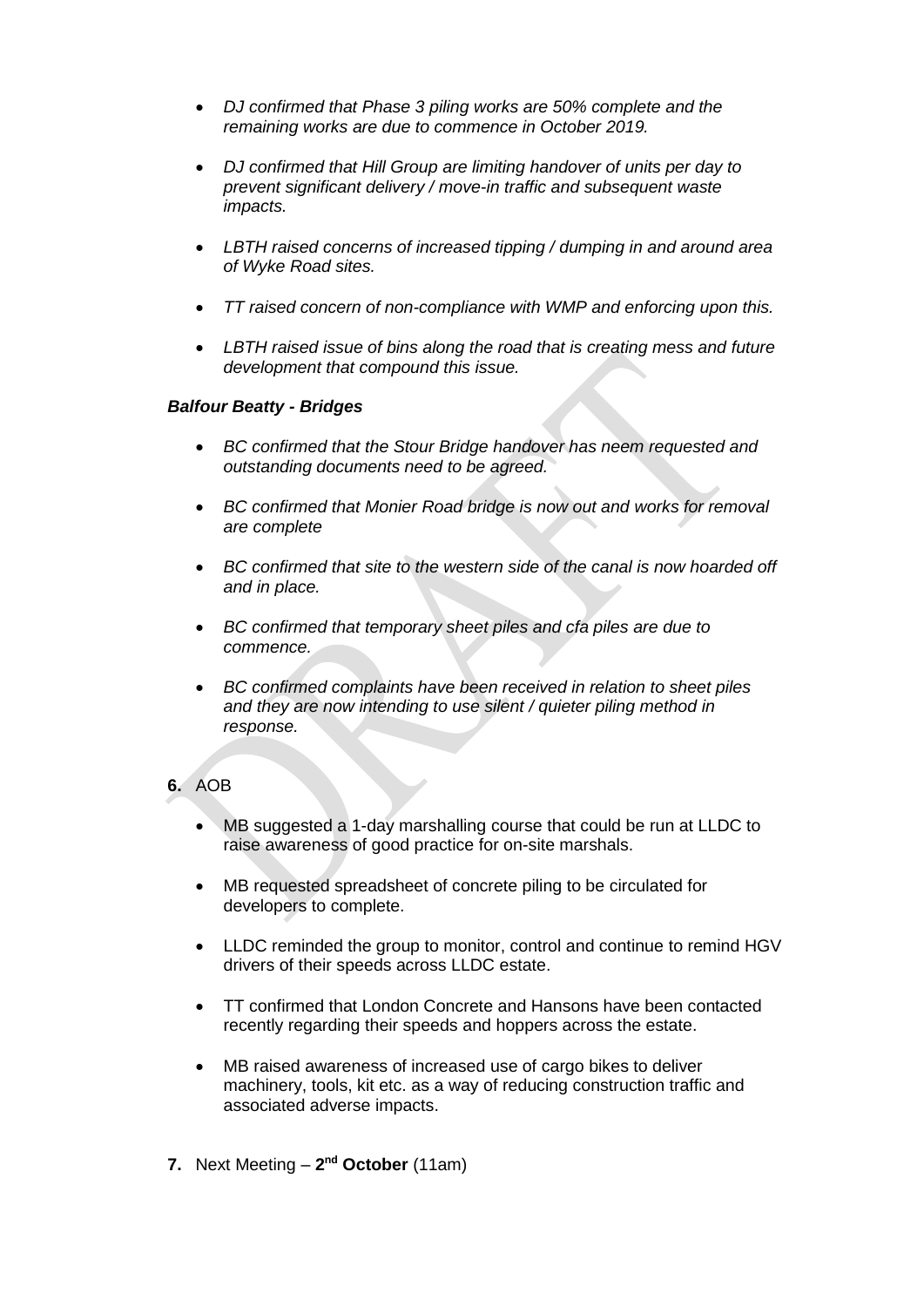- *DJ confirmed that Phase 3 piling works are 50% complete and the remaining works are due to commence in October 2019.*

- *DJ confirmed that Hill Group are limiting handover of units per day to prevent significant delivery / move-in traffic and subsequent waste impacts.*

- *LBTH raised concerns of increased tipping / dumping in and around area of Wyke Road sites.*

- *TT raised concern of non-compliance with WMP and enforcing upon this.*

- *LBTH raised issue of bins along the road that is creating mess and future development that compound this issue.*

***Balfour Beatty - Bridges***

- *BC confirmed that the Stour Bridge handover has neem requested and outstanding documents need to be agreed.*

- *BC confirmed that Monier Road bridge is now out and works for removal are complete*

- *BC confirmed that site to the western side of the canal is now hoarded off and in place.*

- *BC confirmed that temporary sheet piles and cfa piles are due to commence.*

- *BC confirmed complaints have been received in relation to sheet piles and they are now intending to use silent / quieter piling method in response.*

**6.** AOB

- MB suggested a 1-day marshalling course that could be run at LLDC to raise awareness of good practice for on-site marshals.

- MB requested spreadsheet of concrete piling to be circulated for developers to complete.

- LLDC reminded the group to monitor, control and continue to remind HGV drivers of their speeds across LLDC estate.

- TT confirmed that London Concrete and Hansons have been contacted recently regarding their speeds and hoppers across the estate.

- MB raised awareness of increased use of cargo bikes to deliver machinery, tools, kit etc. as a way of reducing construction traffic and associated adverse impacts.

**7.** Next Meeting – **2nd October** (11am)